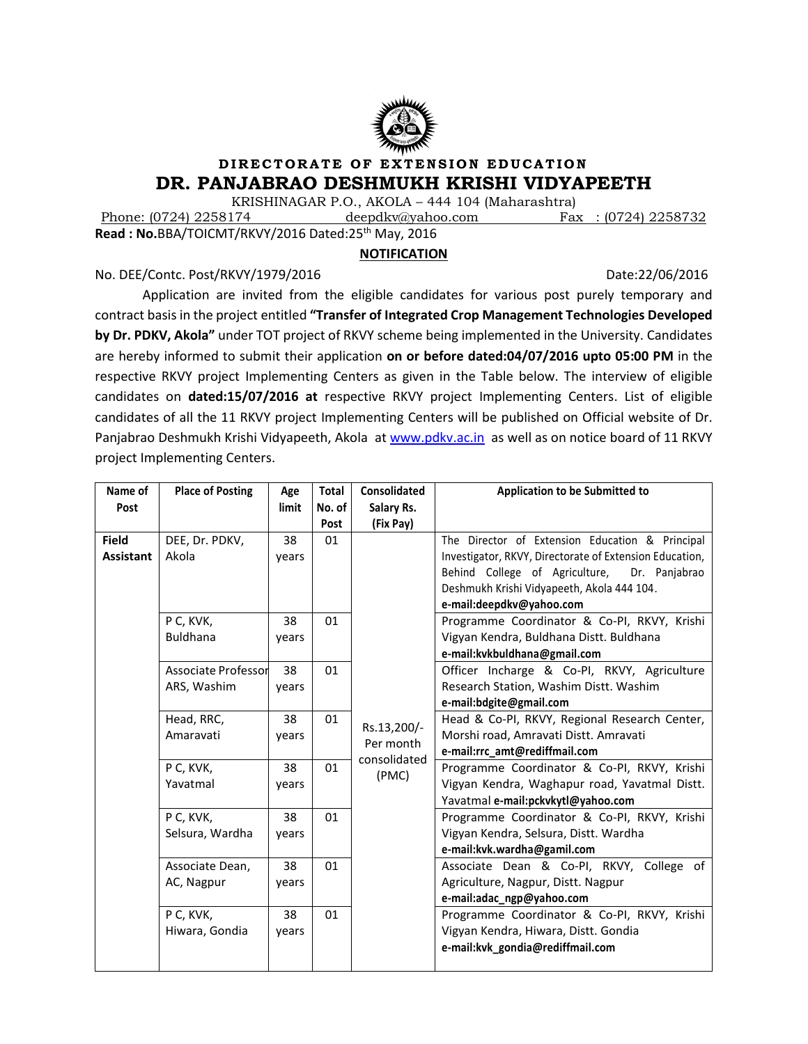# DIRECTORATE OF EXTENSION EDUCATION

# DR. PANJABRAO DESHMUKH KRISHI VIDYAPEETH

KRISHINAGAR P.O., AKOLA – 444 104 (Maharashtra)

Phone: (0724) 2258174 deepdkv@yahoo.com Fax : (0724) 2258732

**Read : No.**BBA/TOICMT/RKVY/2016 Dated:25th May, 2016

## NOTIFICATION

No. DEE/Contc. Post/RKVY/1979/2016 Date:22/06/2016

Application are invited from the eligible candidates for various post purely temporary and contract basis in the project entitled **"Transfer of Integrated Crop Management Technologies Developed by Dr. PDKV, Akola"** under TOT project of RKVY scheme being implemented in the University. Candidates are hereby informed to submit their application **on or before dated:04/07/2016 upto 05:00 PM** in the respective RKVY project Implementing Centers as given in the Table below. The interview of eligible candidates on **dated:15/07/2016 at** respective RKVY project Implementing Centers. List of eligible candidates of all the 11 RKVY project Implementing Centers will be published on Official website of Dr. Panjabrao Deshmukh Krishi Vidyapeeth, Akola at www.pdkv.ac.in as well as on notice board of 11 RKVY project Implementing Centers.

| Name of Post | Place of Posting | Age limit | Total No. of Post | Consolidated Salary Rs. (Fix Pay) | Application to be Submitted to |
|---|---|---|---|---|---|
| **Field Assistant** | DEE, Dr. PDKV, Akola | 38 years | 01 | Rs.13,200/- Per month consolidated (PMC) | The Director of Extension Education & Principal Investigator, RKVY, Directorate of Extension Education, Behind College of Agriculture, Dr. Panjabrao Deshmukh Krishi Vidyapeeth, Akola 444 104. **e-mail:deepdkv@yahoo.com** |
| | P C, KVK, Buldhana | 38 years | 01 | | Programme Coordinator & Co-PI, RKVY, Krishi Vigyan Kendra, Buldhana Distt. Buldhana **e-mail:kvkbuldhana@gmail.com** |
| | Associate Professor ARS, Washim | 38 years | 01 | | Officer Incharge & Co-PI, RKVY, Agriculture Research Station, Washim Distt. Washim **e-mail:bdgite@gmail.com** |
| | Head, RRC, Amaravati | 38 years | 01 | | Head & Co-PI, RKVY, Regional Research Center, Morshi road, Amravati Distt. Amravati **e-mail:rrc_amt@rediffmail.com** |
| | P C, KVK, Yavatmal | 38 years | 01 | | Programme Coordinator & Co-PI, RKVY, Krishi Vigyan Kendra, Waghapur road, Yavatmal Distt. Yavatmal **e-mail:pckvkytl@yahoo.com** |
| | P C, KVK, Selsura, Wardha | 38 years | 01 | | Programme Coordinator & Co-PI, RKVY, Krishi Vigyan Kendra, Selsura, Distt. Wardha **e-mail:kvk.wardha@gamil.com** |
| | Associate Dean, AC, Nagpur | 38 years | 01 | | Associate Dean & Co-PI, RKVY, College of Agriculture, Nagpur, Distt. Nagpur **e-mail:adac_ngp@yahoo.com** |
| | P C, KVK, Hiwara, Gondia | 38 years | 01 | | Programme Coordinator & Co-PI, RKVY, Krishi Vigyan Kendra, Hiwara, Distt. Gondia **e-mail:kvk_gondia@rediffmail.com** |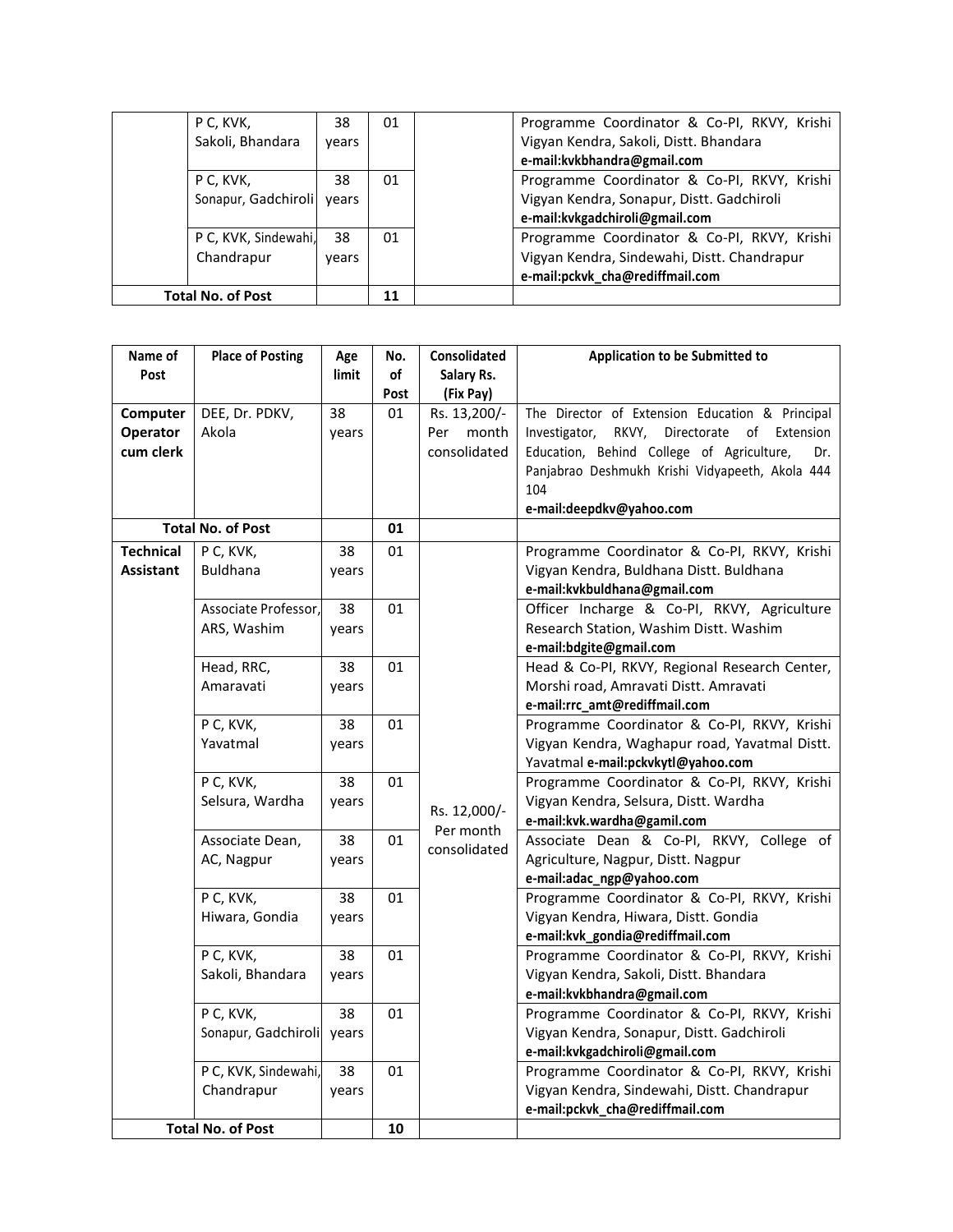| | | | | | |
|---|---|---|---|---|---|
| | P C, KVK, Sakoli, Bhandara | 38 years | 01 | | Programme Coordinator & Co-PI, RKVY, Krishi Vigyan Kendra, Sakoli, Distt. Bhandara **e-mail:kvkbhandra@gmail.com** |
| | P C, KVK, Sonapur, Gadchiroli | 38 years | 01 | | Programme Coordinator & Co-PI, RKVY, Krishi Vigyan Kendra, Sonapur, Distt. Gadchiroli **e-mail:kvkgadchiroli@gmail.com** |
| | P C, KVK, Sindewahi, Chandrapur | 38 years | 01 | | Programme Coordinator & Co-PI, RKVY, Krishi Vigyan Kendra, Sindewahi, Distt. Chandrapur **e-mail:pckvk_cha@rediffmail.com** |
| **Total No. of Post** | | | **11** | | |

| Name of Post | Place of Posting | Age limit | No. of Post | Consolidated Salary Rs. (Fix Pay) | Application to be Submitted to |
|---|---|---|---|---|---|
| **Computer Operator cum clerk** | DEE, Dr. PDKV, Akola | 38 years | 01 | Rs. 13,200/- Per month consolidated | The Director of Extension Education & Principal Investigator, RKVY, Directorate of Extension Education, Behind College of Agriculture, Dr. Panjabrao Deshmukh Krishi Vidyapeeth, Akola 444 104 **e-mail:deepdkv@yahoo.com** |
| **Total No. of Post** | | | **01** | | |
| **Technical Assistant** | P C, KVK, Buldhana | 38 years | 01 | Rs. 12,000/- Per month consolidated | Programme Coordinator & Co-PI, RKVY, Krishi Vigyan Kendra, Buldhana Distt. Buldhana **e-mail:kvkbuldhana@gmail.com** |
| | Associate Professor, ARS, Washim | 38 years | 01 | | Officer Incharge & Co-PI, RKVY, Agriculture Research Station, Washim Distt. Washim **e-mail:bdgite@gmail.com** |
| | Head, RRC, Amaravati | 38 years | 01 | | Head & Co-PI, RKVY, Regional Research Center, Morshi road, Amravati Distt. Amravati **e-mail:rrc_amt@rediffmail.com** |
| | P C, KVK, Yavatmal | 38 years | 01 | | Programme Coordinator & Co-PI, RKVY, Krishi Vigyan Kendra, Waghapur road, Yavatmal Distt. Yavatmal **e-mail:pckvkytl@yahoo.com** |
| | P C, KVK, Selsura, Wardha | 38 years | 01 | | Programme Coordinator & Co-PI, RKVY, Krishi Vigyan Kendra, Selsura, Distt. Wardha **e-mail:kvk.wardha@gamil.com** |
| | Associate Dean, AC, Nagpur | 38 years | 01 | | Associate Dean & Co-PI, RKVY, College of Agriculture, Nagpur, Distt. Nagpur **e-mail:adac_ngp@yahoo.com** |
| | P C, KVK, Hiwara, Gondia | 38 years | 01 | | Programme Coordinator & Co-PI, RKVY, Krishi Vigyan Kendra, Hiwara, Distt. Gondia **e-mail:kvk_gondia@rediffmail.com** |
| | P C, KVK, Sakoli, Bhandara | 38 years | 01 | | Programme Coordinator & Co-PI, RKVY, Krishi Vigyan Kendra, Sakoli, Distt. Bhandara **e-mail:kvkbhandra@gmail.com** |
| | P C, KVK, Sonapur, Gadchiroli | 38 years | 01 | | Programme Coordinator & Co-PI, RKVY, Krishi Vigyan Kendra, Sonapur, Distt. Gadchiroli **e-mail:kvkgadchiroli@gmail.com** |
| | P C, KVK, Sindewahi, Chandrapur | 38 years | 01 | | Programme Coordinator & Co-PI, RKVY, Krishi Vigyan Kendra, Sindewahi, Distt. Chandrapur **e-mail:pckvk_cha@rediffmail.com** |
| **Total No. of Post** | | | **10** | | |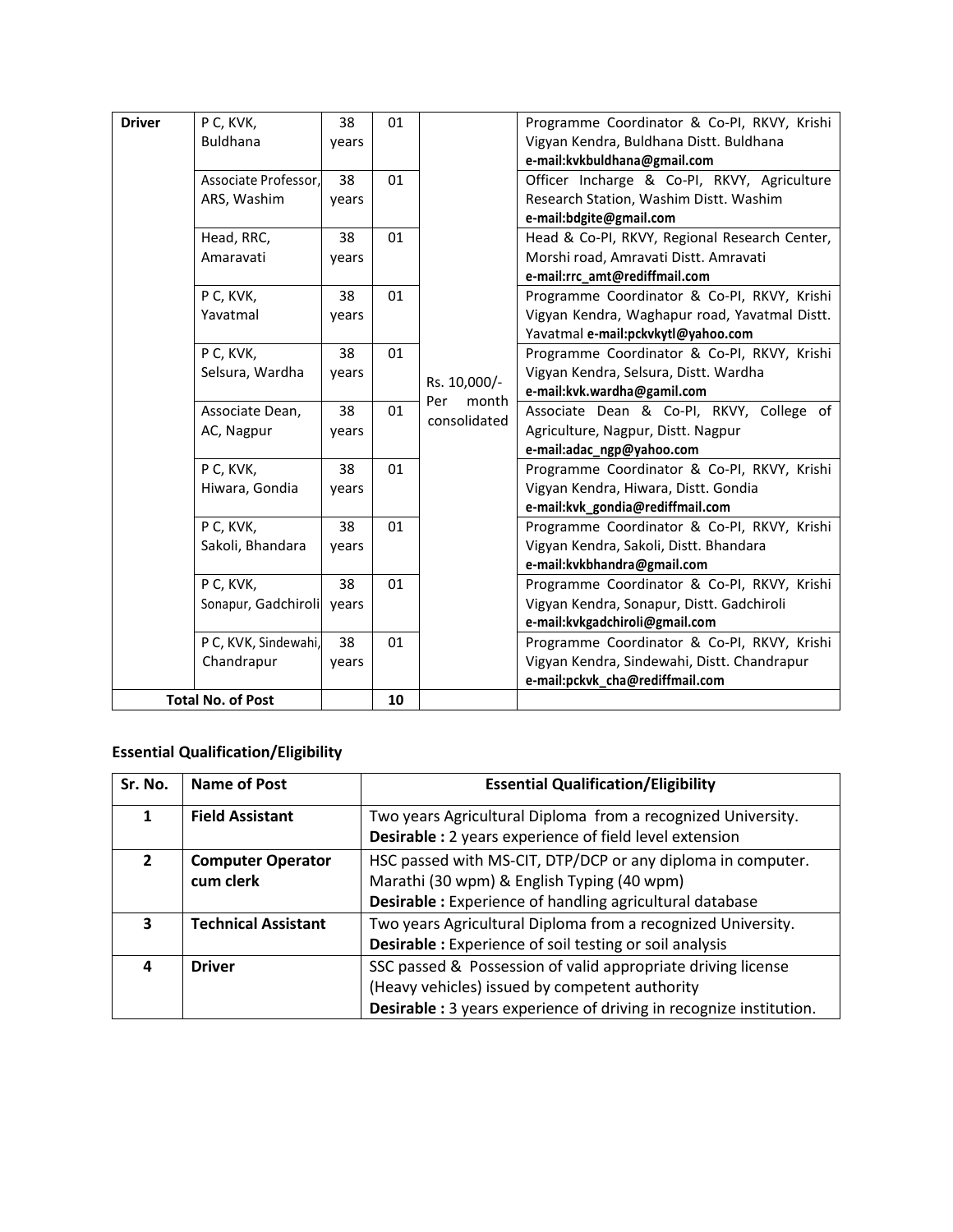| Driver | P C, KVK, Buldhana | 38 years | 01 | Rs. 10,000/- Per month consolidated | Programme Coordinator & Co-PI, RKVY, Krishi Vigyan Kendra, Buldhana Distt. Buldhana **e-mail:kvkbuldhana@gmail.com** |
|---|---|---|---|---|---|
| | Associate Professor, ARS, Washim | 38 years | 01 | | Officer Incharge & Co-PI, RKVY, Agriculture Research Station, Washim Distt. Washim **e-mail:bdgite@gmail.com** |
| | Head, RRC, Amaravati | 38 years | 01 | | Head & Co-PI, RKVY, Regional Research Center, Morshi road, Amravati Distt. Amravati **e-mail:rrc_amt@rediffmail.com** |
| | P C, KVK, Yavatmal | 38 years | 01 | | Programme Coordinator & Co-PI, RKVY, Krishi Vigyan Kendra, Waghapur road, Yavatmal Distt. Yavatmal **e-mail:pckvkytl@yahoo.com** |
| | P C, KVK, Selsura, Wardha | 38 years | 01 | | Programme Coordinator & Co-PI, RKVY, Krishi Vigyan Kendra, Selsura, Distt. Wardha **e-mail:kvk.wardha@gamil.com** |
| | Associate Dean, AC, Nagpur | 38 years | 01 | | Associate Dean & Co-PI, RKVY, College of Agriculture, Nagpur, Distt. Nagpur **e-mail:adac_ngp@yahoo.com** |
| | P C, KVK, Hiwara, Gondia | 38 years | 01 | | Programme Coordinator & Co-PI, RKVY, Krishi Vigyan Kendra, Hiwara, Distt. Gondia **e-mail:kvk_gondia@rediffmail.com** |
| | P C, KVK, Sakoli, Bhandara | 38 years | 01 | | Programme Coordinator & Co-PI, RKVY, Krishi Vigyan Kendra, Sakoli, Distt. Bhandara **e-mail:kvkbhandra@gmail.com** |
| | P C, KVK, Sonapur, Gadchiroli | 38 years | 01 | | Programme Coordinator & Co-PI, RKVY, Krishi Vigyan Kendra, Sonapur, Distt. Gadchiroli **e-mail:kvkgadchiroli@gmail.com** |
| | P C, KVK, Sindewahi, Chandrapur | 38 years | 01 | | Programme Coordinator & Co-PI, RKVY, Krishi Vigyan Kendra, Sindewahi, Distt. Chandrapur **e-mail:pckvk_cha@rediffmail.com** |
| **Total No. of Post** | | | **10** | | |

**Essential Qualification/Eligibility**

| Sr. No. | Name of Post | Essential Qualification/Eligibility |
|---|---|---|
| **1** | **Field Assistant** | Two years Agricultural Diploma from a recognized University. **Desirable :** 2 years experience of field level extension |
| **2** | **Computer Operator cum clerk** | HSC passed with MS-CIT, DTP/DCP or any diploma in computer. Marathi (30 wpm) & English Typing (40 wpm) **Desirable :** Experience of handling agricultural database |
| **3** | **Technical Assistant** | Two years Agricultural Diploma from a recognized University. **Desirable :** Experience of soil testing or soil analysis |
| **4** | **Driver** | SSC passed & Possession of valid appropriate driving license (Heavy vehicles) issued by competent authority **Desirable :** 3 years experience of driving in recognize institution. |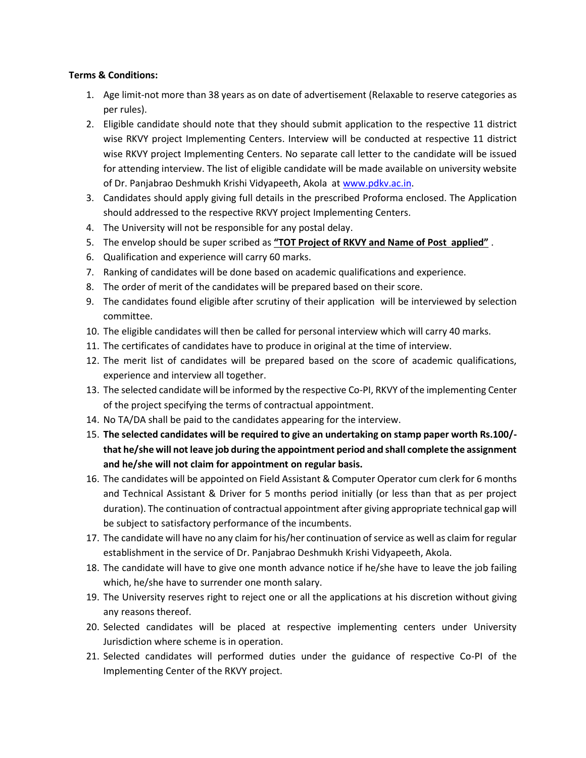**Terms & Conditions:**

1. Age limit-not more than 38 years as on date of advertisement (Relaxable to reserve categories as per rules).
2. Eligible candidate should note that they should submit application to the respective 11 district wise RKVY project Implementing Centers. Interview will be conducted at respective 11 district wise RKVY project Implementing Centers. No separate call letter to the candidate will be issued for attending interview. The list of eligible candidate will be made available on university website of Dr. Panjabrao Deshmukh Krishi Vidyapeeth, Akola at [www.pdkv.ac.in](http://www.pdkv.ac.in).
3. Candidates should apply giving full details in the prescribed Proforma enclosed. The Application should addressed to the respective RKVY project Implementing Centers.
4. The University will not be responsible for any postal delay.
5. The envelop should be super scribed as **"TOT Project of RKVY and Name of Post applied"** .
6. Qualification and experience will carry 60 marks.
7. Ranking of candidates will be done based on academic qualifications and experience.
8. The order of merit of the candidates will be prepared based on their score.
9. The candidates found eligible after scrutiny of their application will be interviewed by selection committee.
10. The eligible candidates will then be called for personal interview which will carry 40 marks.
11. The certificates of candidates have to produce in original at the time of interview.
12. The merit list of candidates will be prepared based on the score of academic qualifications, experience and interview all together.
13. The selected candidate will be informed by the respective Co-PI, RKVY of the implementing Center of the project specifying the terms of contractual appointment.
14. No TA/DA shall be paid to the candidates appearing for the interview.
15. **The selected candidates will be required to give an undertaking on stamp paper worth Rs.100/- that he/she will not leave job during the appointment period and shall complete the assignment and he/she will not claim for appointment on regular basis.**
16. The candidates will be appointed on Field Assistant & Computer Operator cum clerk for 6 months and Technical Assistant & Driver for 5 months period initially (or less than that as per project duration). The continuation of contractual appointment after giving appropriate technical gap will be subject to satisfactory performance of the incumbents.
17. The candidate will have no any claim for his/her continuation of service as well as claim for regular establishment in the service of Dr. Panjabrao Deshmukh Krishi Vidyapeeth, Akola.
18. The candidate will have to give one month advance notice if he/she have to leave the job failing which, he/she have to surrender one month salary.
19. The University reserves right to reject one or all the applications at his discretion without giving any reasons thereof.
20. Selected candidates will be placed at respective implementing centers under University Jurisdiction where scheme is in operation.
21. Selected candidates will performed duties under the guidance of respective Co-PI of the Implementing Center of the RKVY project.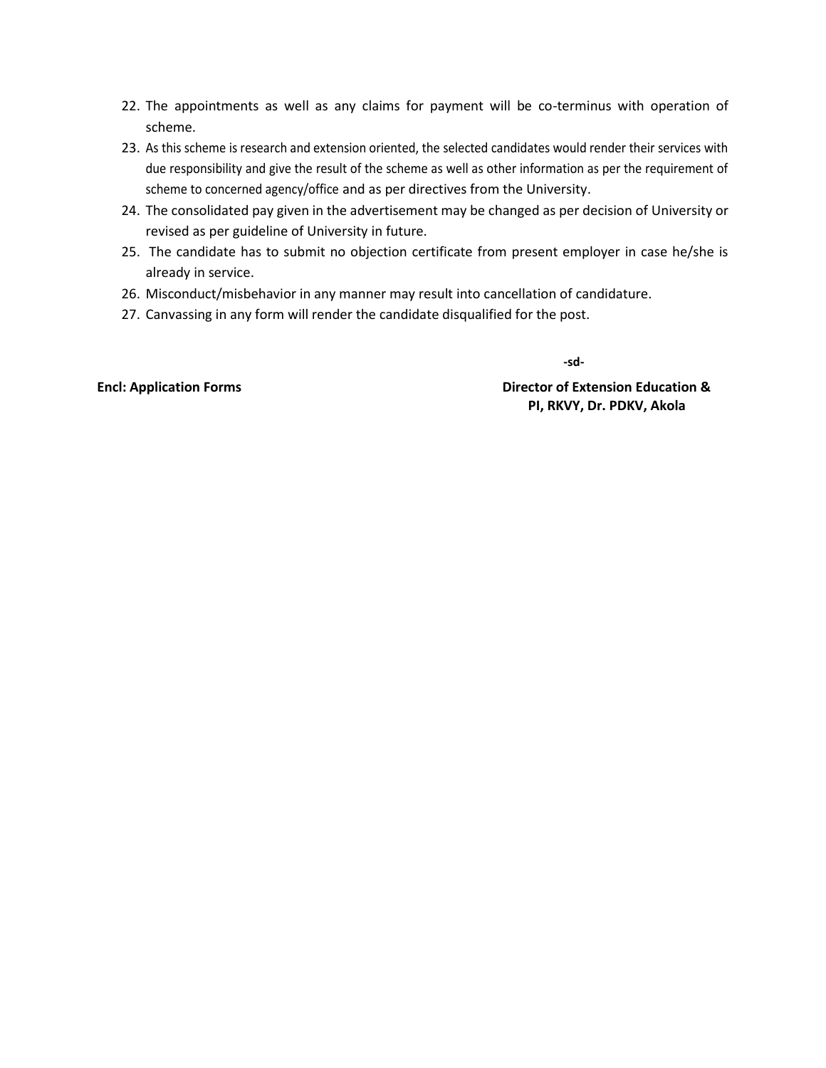22. The appointments as well as any claims for payment will be co-terminus with operation of scheme.
23. As this scheme is research and extension oriented, the selected candidates would render their services with due responsibility and give the result of the scheme as well as other information as per the requirement of scheme to concerned agency/office and as per directives from the University.
24. The consolidated pay given in the advertisement may be changed as per decision of University or revised as per guideline of University in future.
25. The candidate has to submit no objection certificate from present employer in case he/she is already in service.
26. Misconduct/misbehavior in any manner may result into cancellation of candidature.
27. Canvassing in any form will render the candidate disqualified for the post.

**-sd-**

**Encl: Application Forms**

**Director of Extension Education &**
**PI, RKVY, Dr. PDKV, Akola**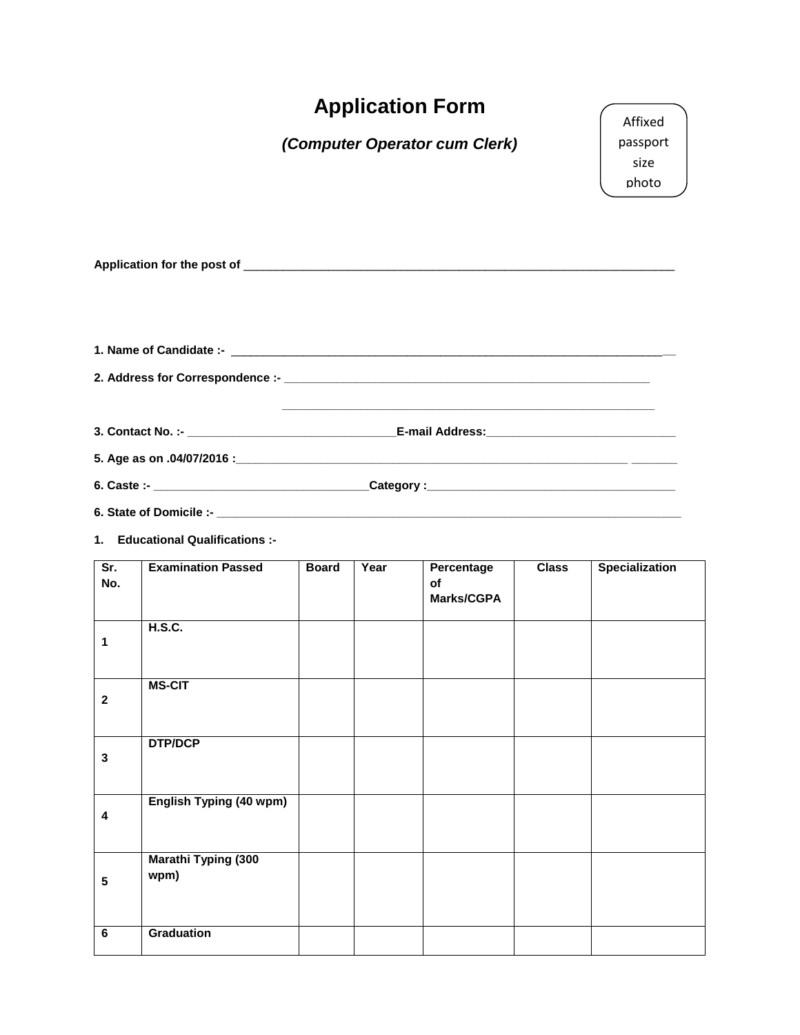# Application Form

***(Computer Operator cum Clerk)***

Affixed passport size photo

**Application for the post of** ______________________________________________________________________

**1. Name of Candidate :-** ________________________________________________________________________

**2. Address for Correspondence :-** ____________________________________________________________

____________________________________________________________

**3. Contact No. :-** __________________________________**E-mail Address:**______________________________

**5. Age as on .04/07/2016 :**_______________________________________________________________ _______

**6. Caste :-** __________________________________**Category :**________________________________________

**6. State of Domicile :-** __________________________________________________________________________

**1. Educational Qualifications :-**

| Sr. No. | Examination Passed | Board | Year | Percentage of Marks/CGPA | Class | Specialization |
|---|---|---|---|---|---|---|
| 1 | H.S.C. | | | | | |
| 2 | MS-CIT | | | | | |
| 3 | DTP/DCP | | | | | |
| 4 | English Typing (40 wpm) | | | | | |
| 5 | Marathi Typing (300 wpm) | | | | | |
| 6 | Graduation | | | | | |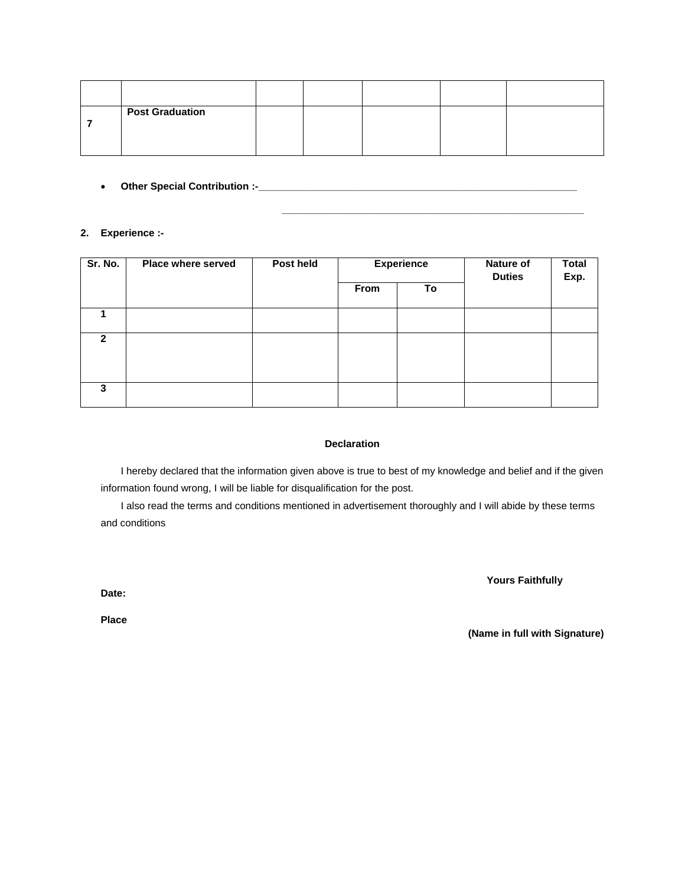| | | | | | | |
|---|---|---|---|---|---|---|
| | | | | | | |
| **7** | **Post Graduation** | | | | | |

- **Other Special Contribution :-**___________________________________________________________

  _______________________________________________________

**2. Experience :-**

| Sr. No. | Place where served | Post held | Experience | | Nature of Duties | Total Exp. |
|---|---|---|---|---|---|---|
| | | | From | To | | |
| 1 | | | | | | |
| 2 | | | | | | |
| 3 | | | | | | |

**Declaration**

I hereby declared that the information given above is true to best of my knowledge and belief and if the given information found wrong, I will be liable for disqualification for the post.

I also read the terms and conditions mentioned in advertisement thoroughly and I will abide by these terms and conditions

**Yours Faithfully**

**Date:**

**Place**

**(Name in full with Signature)**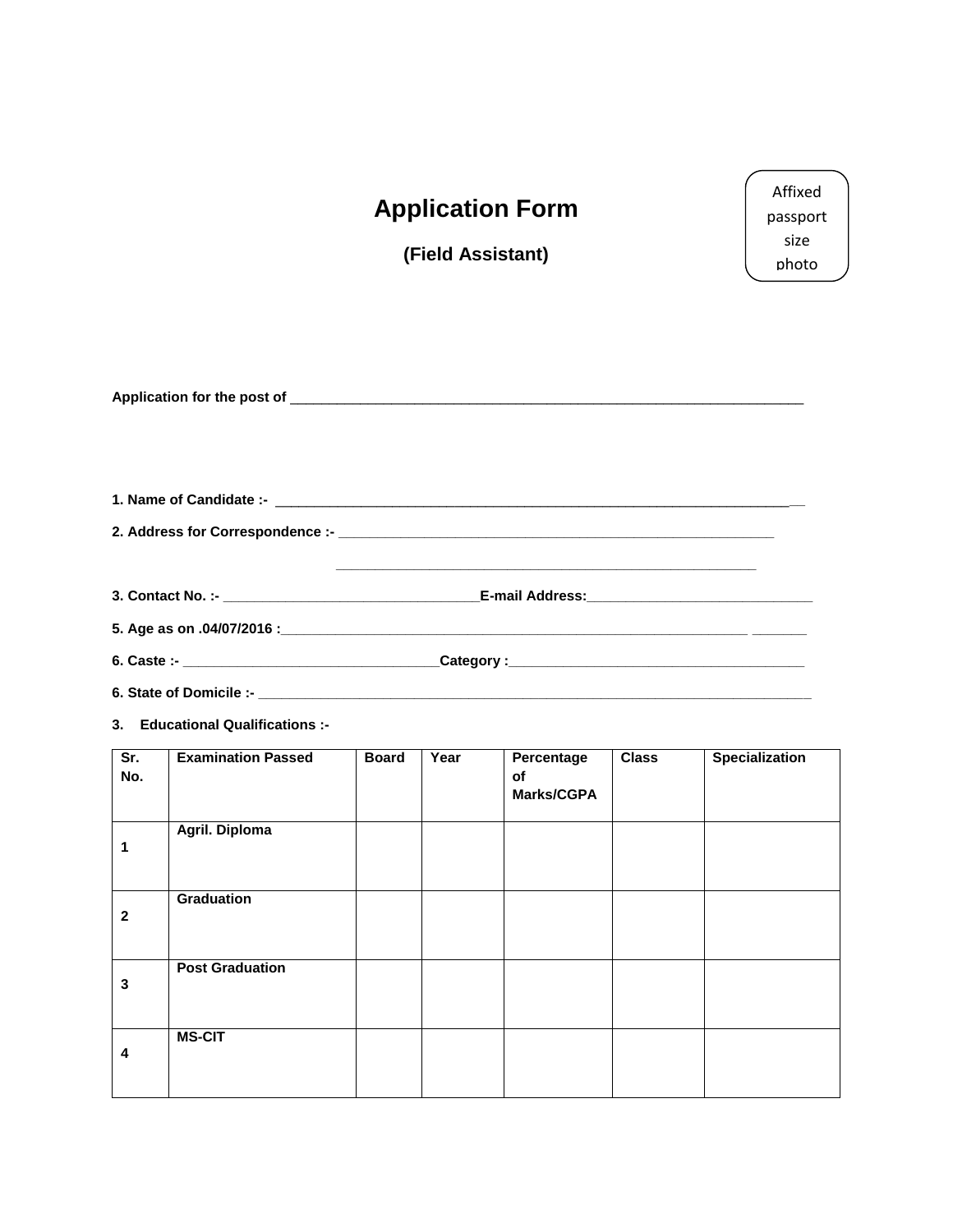Affixed passport size photo

# Application Form

### (Field Assistant)

**Application for the post of** ______________________________________________________________________

**1. Name of Candidate :-** ______________________________________________________________________

**2. Address for Correspondence :-** ___________________________________________________________

___________________________________________________________

**3. Contact No. :-** ___________________________________**E-mail Address:**_______________________________

**5. Age as on .04/07/2016 :**_________________________________________________________________ _______

**6. Caste :-** ___________________________________**Category :**________________________________________

**6. State of Domicile :-** ____________________________________________________________________________

**3. Educational Qualifications :-**

| Sr. No. | Examination Passed | Board | Year | Percentage of Marks/CGPA | Class | Specialization |
|---|---|---|---|---|---|---|
| 1 | Agril. Diploma | | | | | |
| 2 | Graduation | | | | | |
| 3 | Post Graduation | | | | | |
| 4 | MS-CIT | | | | | |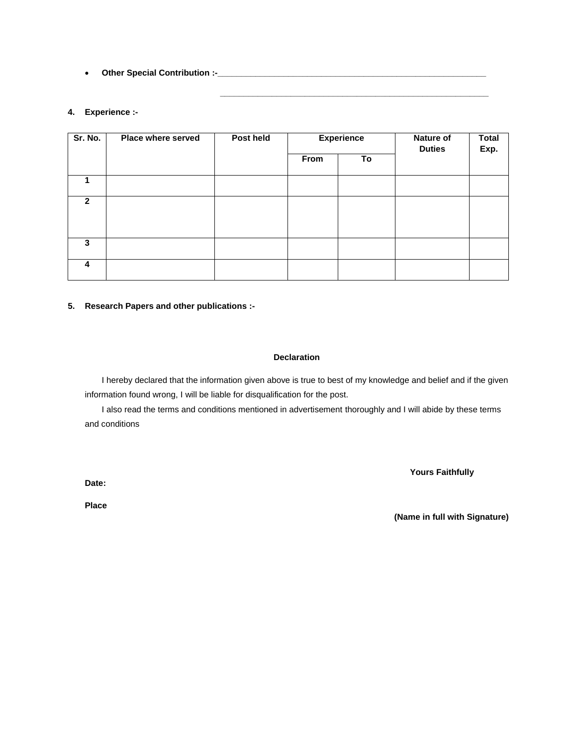- **Other Special Contribution :-**______________________________________________________________

  ______________________________________________________________

**4. Experience :-**

| Sr. No. | Place where served | Post held | Experience | | Nature of Duties | Total Exp. |
|---|---|---|---|---|---|---|
| | | | From | To | | |
| 1 | | | | | | |
| 2 | | | | | | |
| 3 | | | | | | |
| 4 | | | | | | |

**5. Research Papers and other publications :-**

**Declaration**

I hereby declared that the information given above is true to best of my knowledge and belief and if the given information found wrong, I will be liable for disqualification for the post.

I also read the terms and conditions mentioned in advertisement thoroughly and I will abide by these terms and conditions

**Yours Faithfully**

**Date:**

**Place**

**(Name in full with Signature)**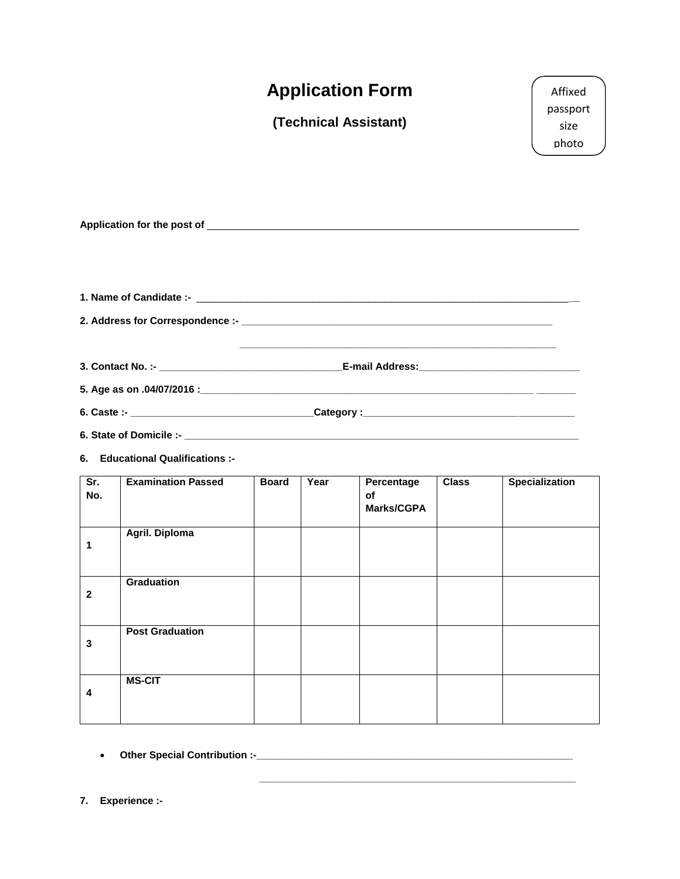# Application Form

**(Technical Assistant)**

Affixed passport size photo

**Application for the post of** ______________________________________________________________________

**1. Name of Candidate :-** ______________________________________________________________________

**2. Address for Correspondence :-** ________________________________________________________

________________________________________________________

**3. Contact No. :-** _________________________________**E-mail Address:**______________________________

**5. Age as on .04/07/2016 :**______________________________________________________________ _______

**6. Caste :-** _________________________________**Category :**_________________________________________

**6. State of Domicile :-** __________________________________________________________________________

**6. Educational Qualifications :-**

| Sr. No. | Examination Passed | Board | Year | Percentage of Marks/CGPA | Class | Specialization |
|---|---|---|---|---|---|---|
| 1 | Agril. Diploma | | | | | |
| 2 | Graduation | | | | | |
| 3 | Post Graduation | | | | | |
| 4 | MS-CIT | | | | | |

- **Other Special Contribution :-**______________________________________________________________

______________________________________________________________

**7. Experience :-**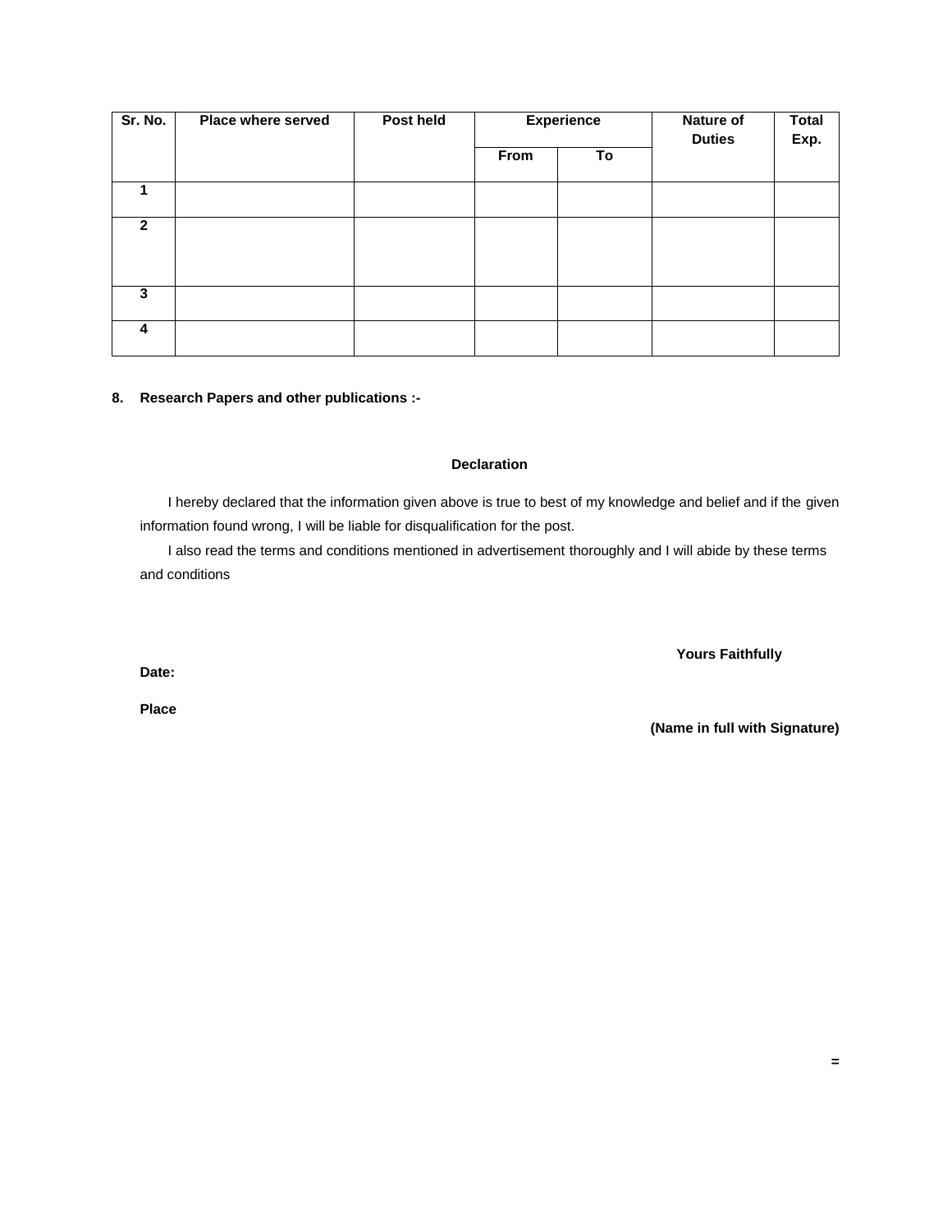| Sr. No. | Place where served | Post held | Experience | | Nature of Duties | Total Exp. |
|---|---|---|---|---|---|---|
| | | | From | To | | |
| 1 | | | | | | |
| 2 | | | | | | |
| 3 | | | | | | |
| 4 | | | | | | |

**8. Research Papers and other publications :-**

**Declaration**

I hereby declared that the information given above is true to best of my knowledge and belief and if the given information found wrong, I will be liable for disqualification for the post.

I also read the terms and conditions mentioned in advertisement thoroughly and I will abide by these terms and conditions

**Yours Faithfully**

**Date:**

**Place**

**(Name in full with Signature)**

**=**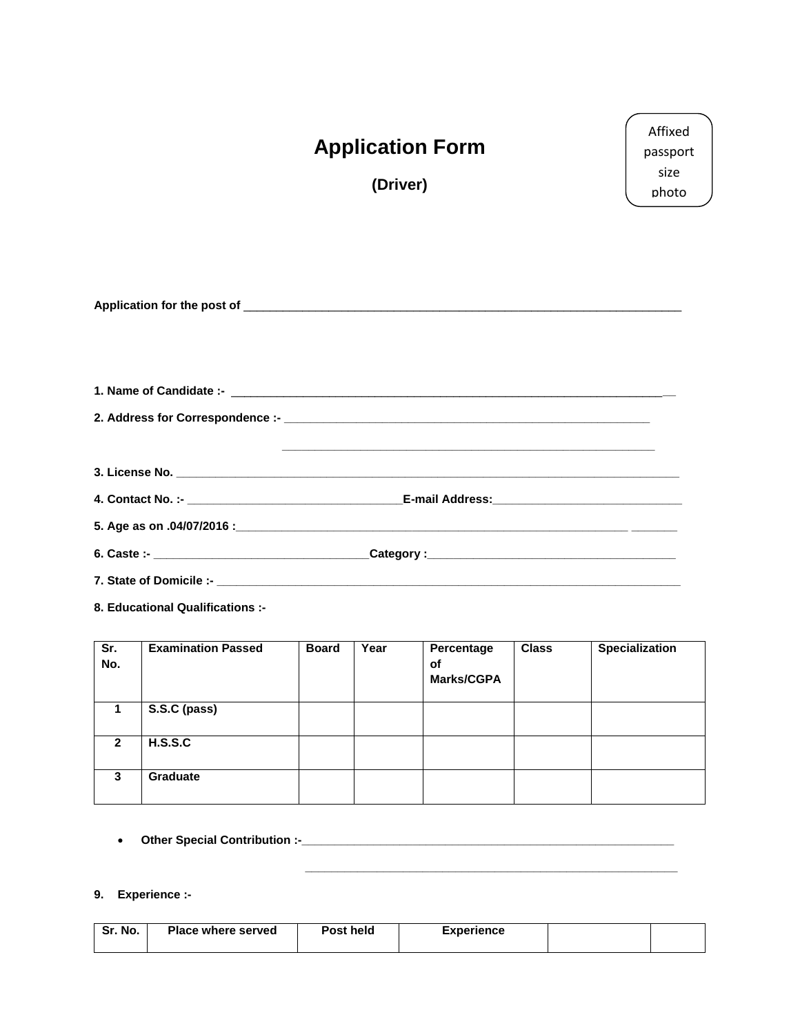Affixed passport size photo

# Application Form

**(Driver)**

**Application for the post of** ______________________________________________________________________

**1. Name of Candidate :-** ______________________________________________________________________

**2. Address for Correspondence :-** ___________________________________________________________

___________________________________________________________

**3. License No.** ____________________________________________________________________________

**4. Contact No. :-** __________________________________**E-mail Address:**______________________________

**5. Age as on .04/07/2016 :**_________________________________________________________ _______

**6. Caste :-** __________________________________**Category :**_______________________________________

**7. State of Domicile :-** ________________________________________________________________________

**8. Educational Qualifications :-**

| Sr. No. | Examination Passed | Board | Year | Percentage of Marks/CGPA | Class | Specialization |
|---|---|---|---|---|---|---|
| 1 | S.S.C (pass) | | | | | |
| 2 | H.S.S.C | | | | | |
| 3 | Graduate | | | | | |

- **Other Special Contribution :-**___________________________________________________________

___________________________________________________________

**9. Experience :-**

| Sr. No. | Place where served | Post held | Experience | | |
|---|---|---|---|---|---|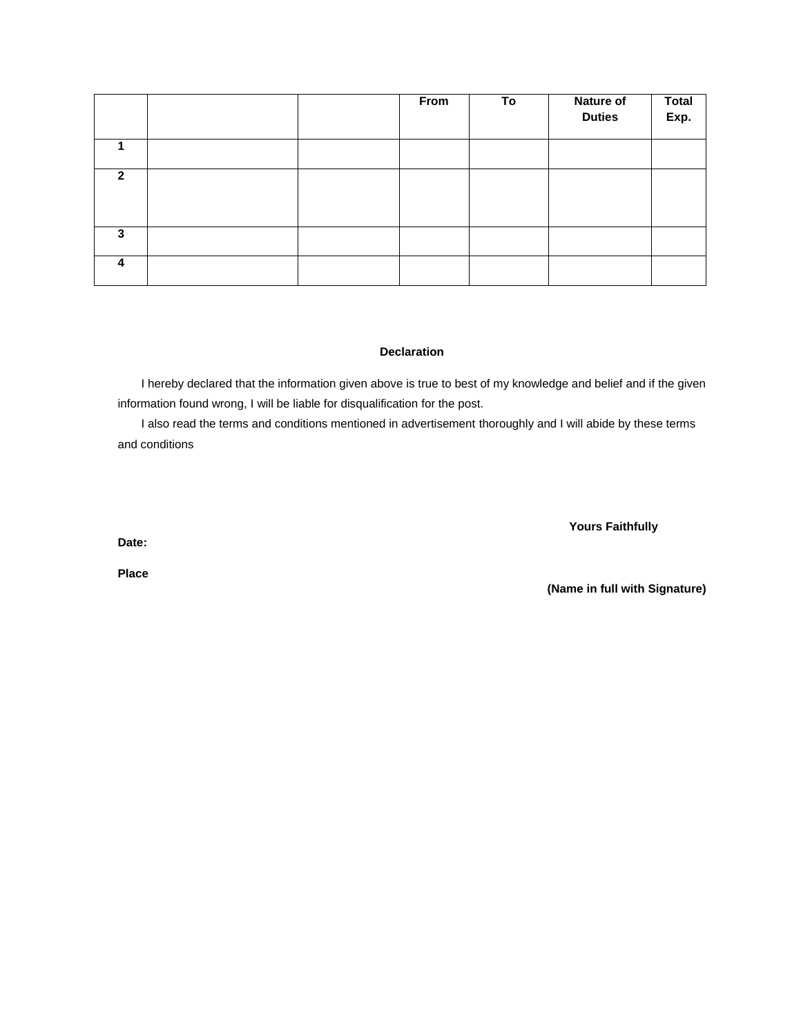| | | | From | To | Nature of Duties | Total Exp. |
|---|---|---|---|---|---|---|
| 1 | | | | | | |
| 2 | | | | | | |
| 3 | | | | | | |
| 4 | | | | | | |

**Declaration**

I hereby declared that the information given above is true to best of my knowledge and belief and if the given information found wrong, I will be liable for disqualification for the post.

I also read the terms and conditions mentioned in advertisement thoroughly and I will abide by these terms and conditions

**Yours Faithfully**

**Date:**

**Place**

**(Name in full with Signature)**